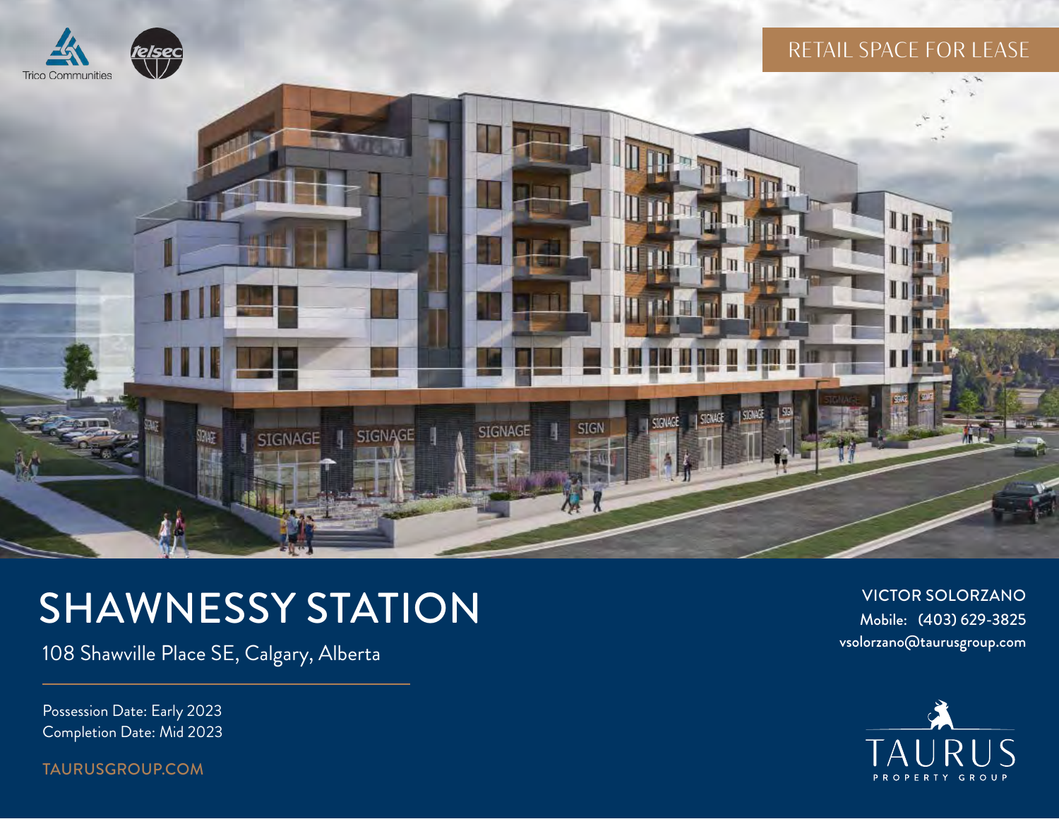Trico Communities

Telsec

RETAIL SPACE FOR LEASE

# SHAWNESSY STATION

108 Shawville Place SE, Calgary, Alberta

Possession Date: Early 2023
Completion Date: Mid 2023

TAURUSGROUP.COM

**VICTOR SOLORZANO**
Mobile: (403) 629-3825
vsolorzano@taurusgroup.com

TAURUS
PROPERTY GROUP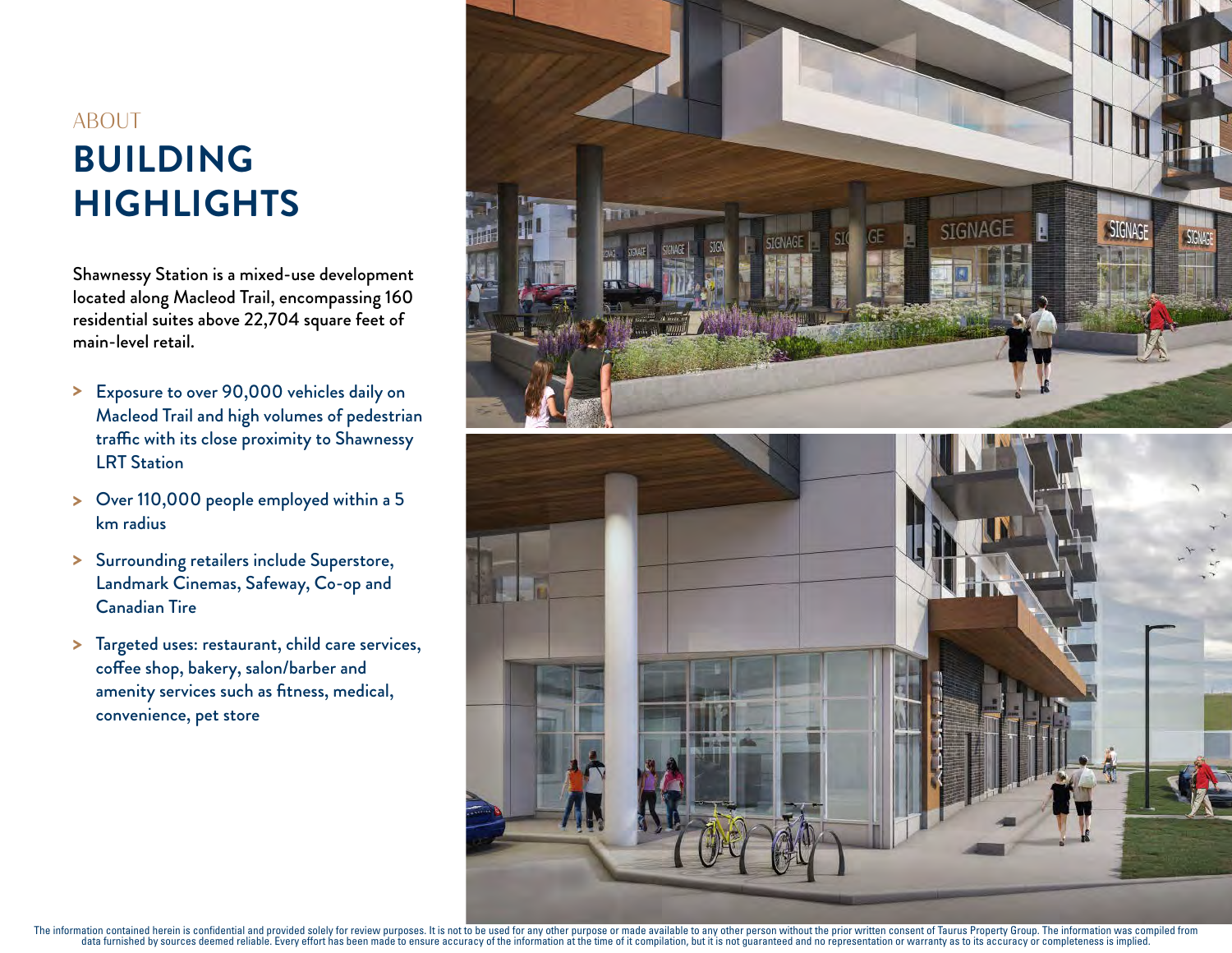ABOUT

# BUILDING HIGHLIGHTS

Shawnessy Station is a mixed-use development located along Macleod Trail, encompassing 160 residential suites above 22,704 square feet of main-level retail.

- Exposure to over 90,000 vehicles daily on Macleod Trail and high volumes of pedestrian traffic with its close proximity to Shawnessy LRT Station
- Over 110,000 people employed within a 5 km radius
- Surrounding retailers include Superstore, Landmark Cinemas, Safeway, Co-op and Canadian Tire
- Targeted uses: restaurant, child care services, coffee shop, bakery, salon/barber and amenity services such as fitness, medical, convenience, pet store

The information contained herein is confidential and provided solely for review purposes. It is not to be used for any other purpose or made available to any other person without the prior written consent of Taurus Property Group. The information was compiled from data furnished by sources deemed reliable. Every effort has been made to ensure accuracy of the information at the time of it compilation, but it is not guaranteed and no representation or warranty as to its accuracy or completeness is implied.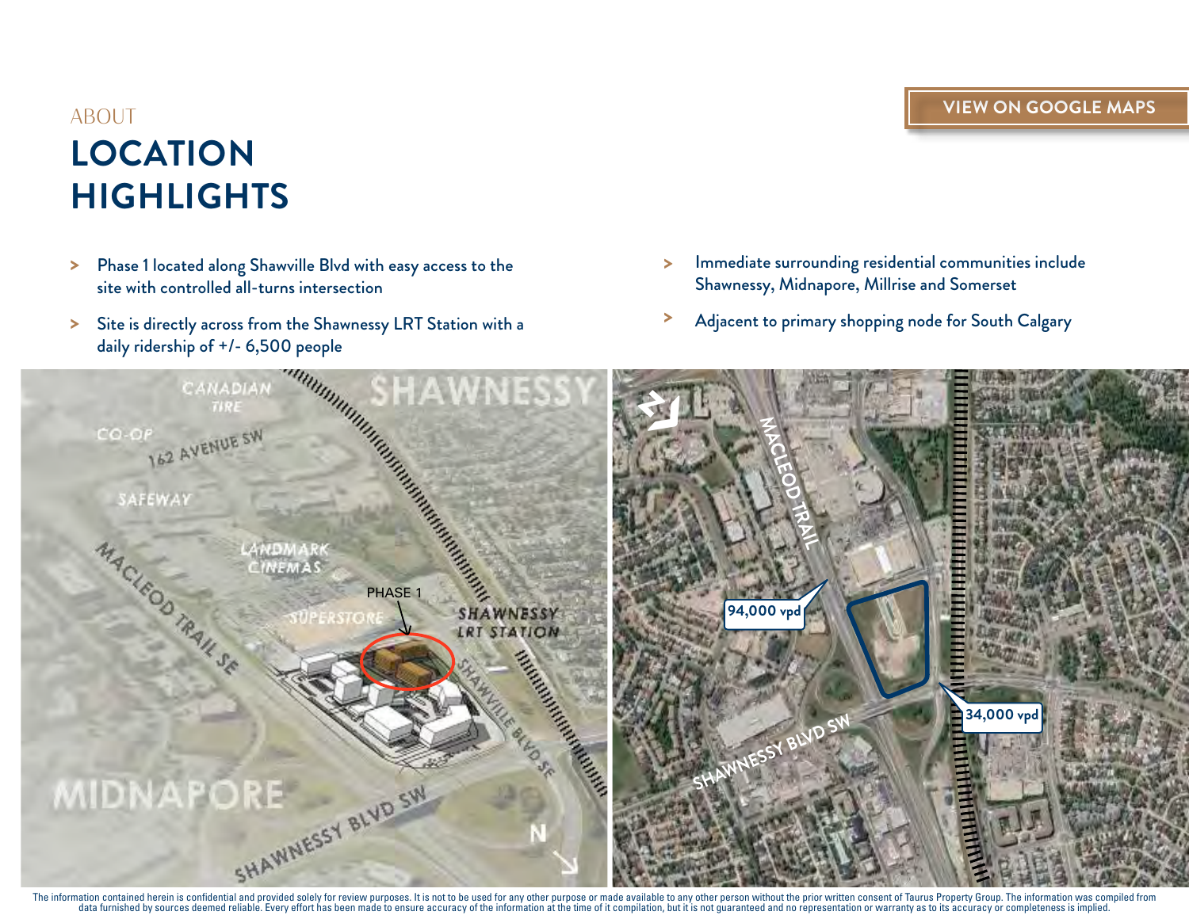ABOUT

# LOCATION HIGHLIGHTS

VIEW ON GOOGLE MAPS

- Phase 1 located along Shawville Blvd with easy access to the site with controlled all-turns intersection
- Site is directly across from the Shawnessy LRT Station with a daily ridership of +/- 6,500 people
- Immediate surrounding residential communities include Shawnessy, Midnapore, Millrise and Somerset
- Adjacent to primary shopping node for South Calgary

The information contained herein is confidential and provided solely for review purposes. It is not to be used for any other purpose or made available to any other person without the prior written consent of Taurus Property Group. The information was compiled from data furnished by sources deemed reliable. Every effort has been made to ensure accuracy of the information at the time of it compilation, but it is not guaranteed and no representation or warranty as to its accuracy or completeness is implied.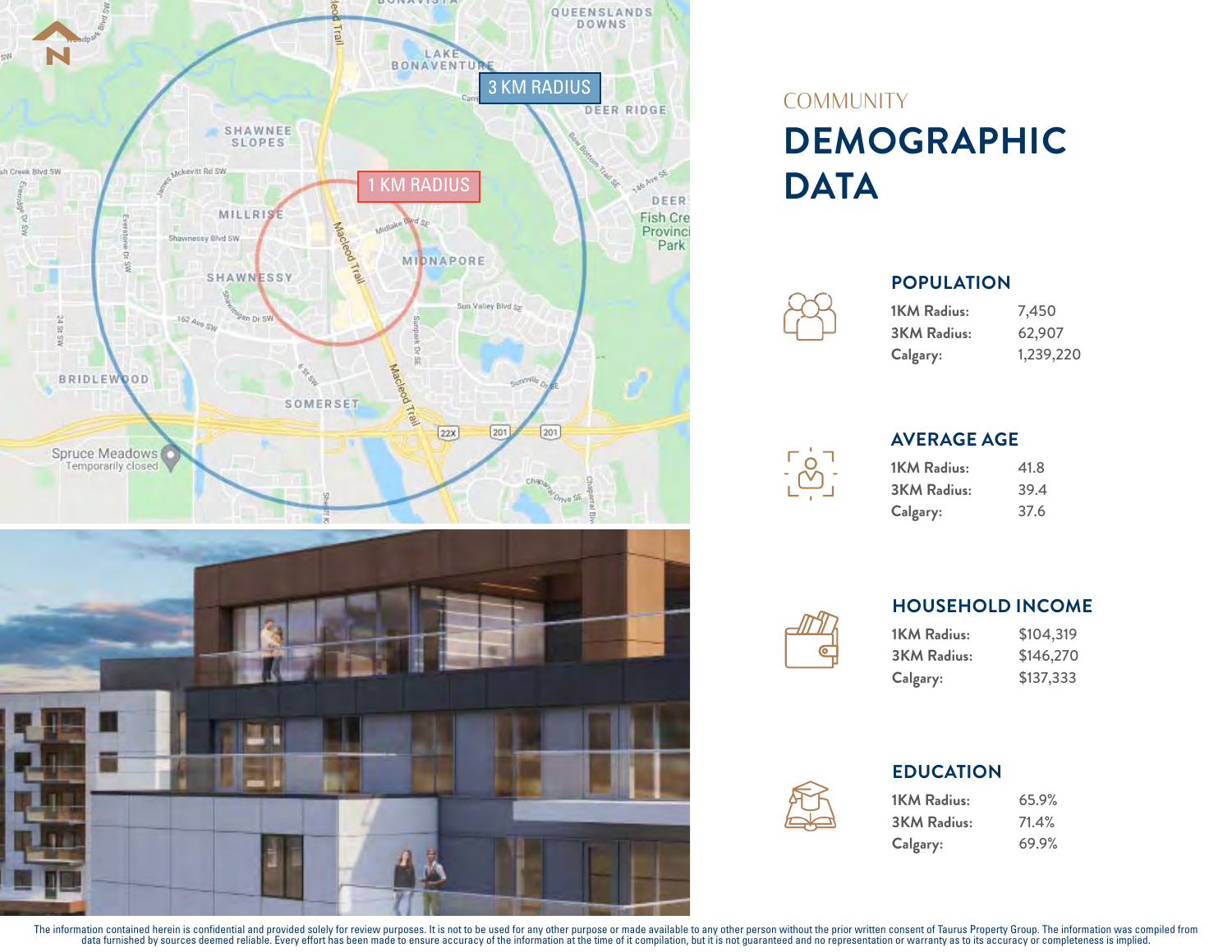COMMUNITY

# DEMOGRAPHIC DATA

## POPULATION

| | |
|---|---|
| **1KM Radius:** | 7,450 |
| **3KM Radius:** | 62,907 |
| **Calgary:** | 1,239,220 |

## AVERAGE AGE

| | |
|---|---|
| **1KM Radius:** | 41.8 |
| **3KM Radius:** | 39.4 |
| **Calgary:** | 37.6 |

## HOUSEHOLD INCOME

| | |
|---|---|
| **1KM Radius:** | $104,319 |
| **3KM Radius:** | $146,270 |
| **Calgary:** | $137,333 |

## EDUCATION

| | |
|---|---|
| **1KM Radius:** | 65.9% |
| **3KM Radius:** | 71.4% |
| **Calgary:** | 69.9% |

The information contained herein is confidential and provided solely for review purposes. It is not to be used for any other purpose or made available to any other person without the prior written consent of Taurus Property Group. The information was compiled from data furnished by sources deemed reliable. Every effort has been made to ensure accuracy of the information at the time of it compilation, but it is not guaranteed and no representation or warranty as to its accuracy or completeness is implied.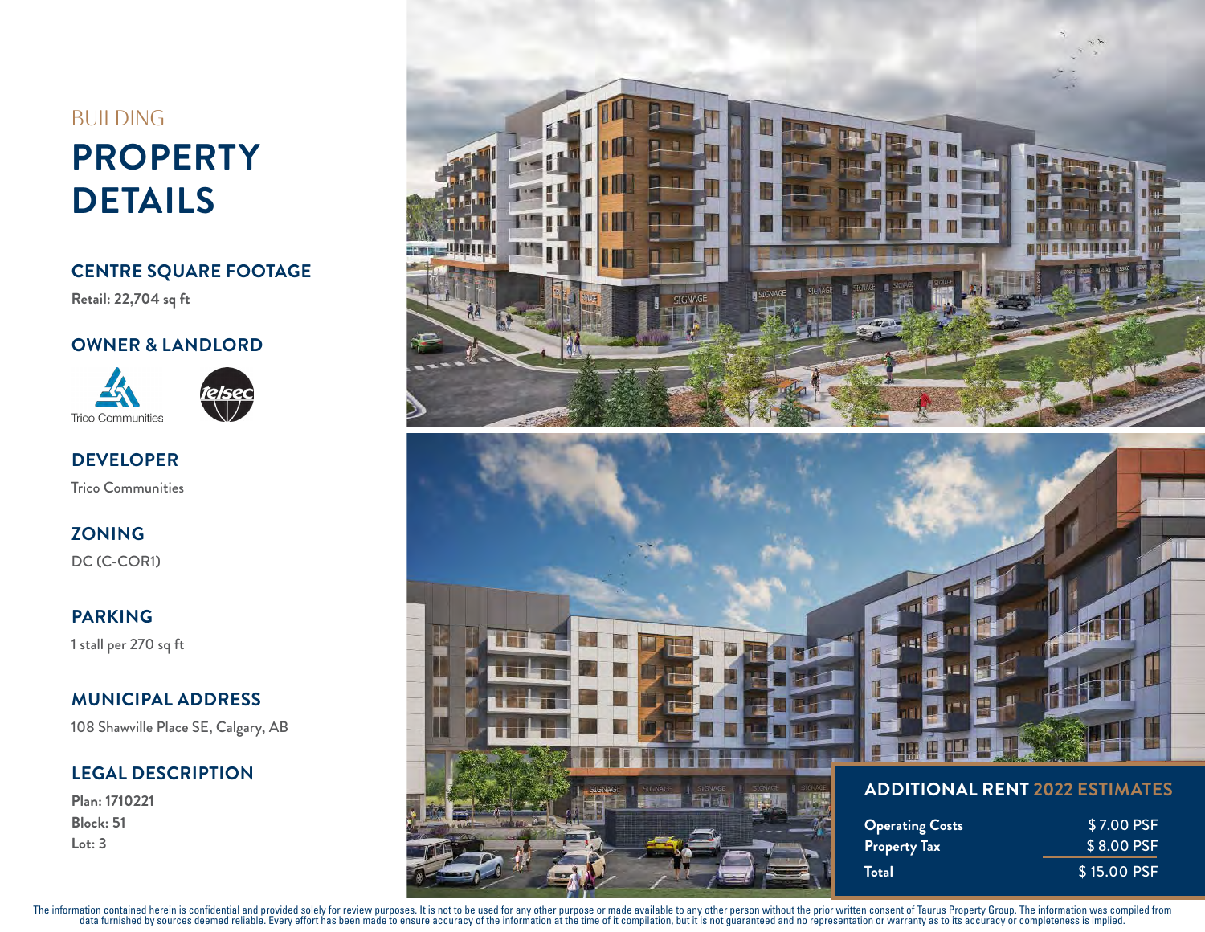BUILDING

# PROPERTY DETAILS

## CENTRE SQUARE FOOTAGE

**Retail: 22,704 sq ft**

## OWNER & LANDLORD

Trico Communities

Melcor

## DEVELOPER

Trico Communities

## ZONING

DC (C-COR1)

## PARKING

1 stall per 270 sq ft

## MUNICIPAL ADDRESS

108 Shawville Place SE, Calgary, AB

## LEGAL DESCRIPTION

**Plan: 1710221**
**Block: 51**
**Lot: 3**

## ADDITIONAL RENT 2022 ESTIMATES

| | |
|---|---|
| Operating Costs | $ 7.00 PSF |
| Property Tax | $ 8.00 PSF |
| **Total** | **$ 15.00 PSF** |

The information contained herein is confidential and provided solely for review purposes. It is not to be used for any other purpose or made available to any other person without the prior written consent of Taurus Property Group. The information was compiled from data furnished by sources deemed reliable. Every effort has been made to ensure accuracy of the information at the time of it compilation, but it is not guaranteed and no representation or warranty as to its accuracy or completeness is implied.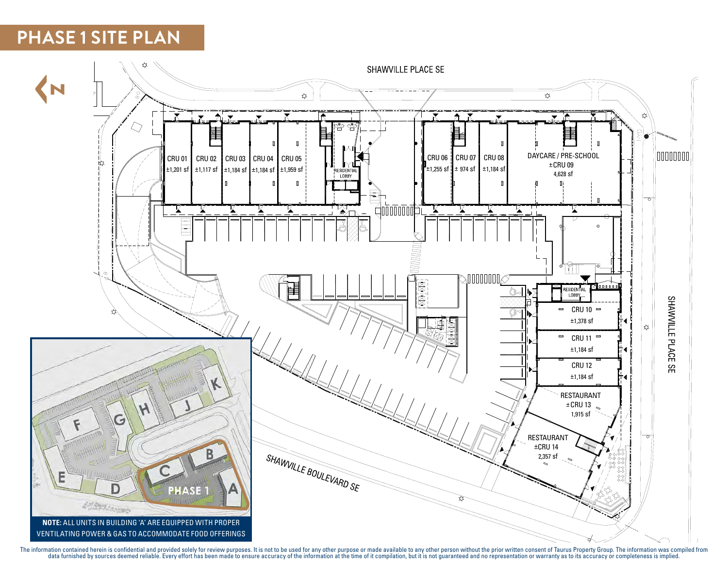# PHASE 1 SITE PLAN

SHAWVILLE PLACE SE

CRU 01 ±1,201 sf

CRU 02 ±1,117 sf

CRU 03 ±1,184 sf

CRU 04 ±1,184 sf

CRU 05 ±1,959 sf

RESIDENTIAL LOBBY

CRU 06 ±1,255 sf

CRU 07 ± 974 sf

CRU 08 ±1,184 sf

DAYCARE / PRE-SCHOOL ±CRU 09 4,628 sf

RESIDENTIAL LOBBY

CRU 10 ±1,378 sf

CRU 11 ±1,184 sf

CRU 12 ±1,184 sf

RESTAURANT ±CRU 13 1,915 sf

RESTAURANT ±CRU 14 2,357 sf

SHAWVILLE PLACE SE

SHAWVILLE BOULEVARD SE

PHASE 1

**NOTE:** ALL UNITS IN BUILDING 'A' ARE EQUIPPED WITH PROPER VENTILATING POWER & GAS TO ACCOMMODATE FOOD OFFERINGS

The information contained herein is confidential and provided solely for review purposes. It is not to be used for any other purpose or made available to any other person without the prior written consent of Taurus Property Group. The information was compiled from data furnished by sources deemed reliable. Every effort has been made to ensure accuracy of the information at the time of it compilation, but it is not guaranteed and no representation or warranty as to its accuracy or completeness is implied.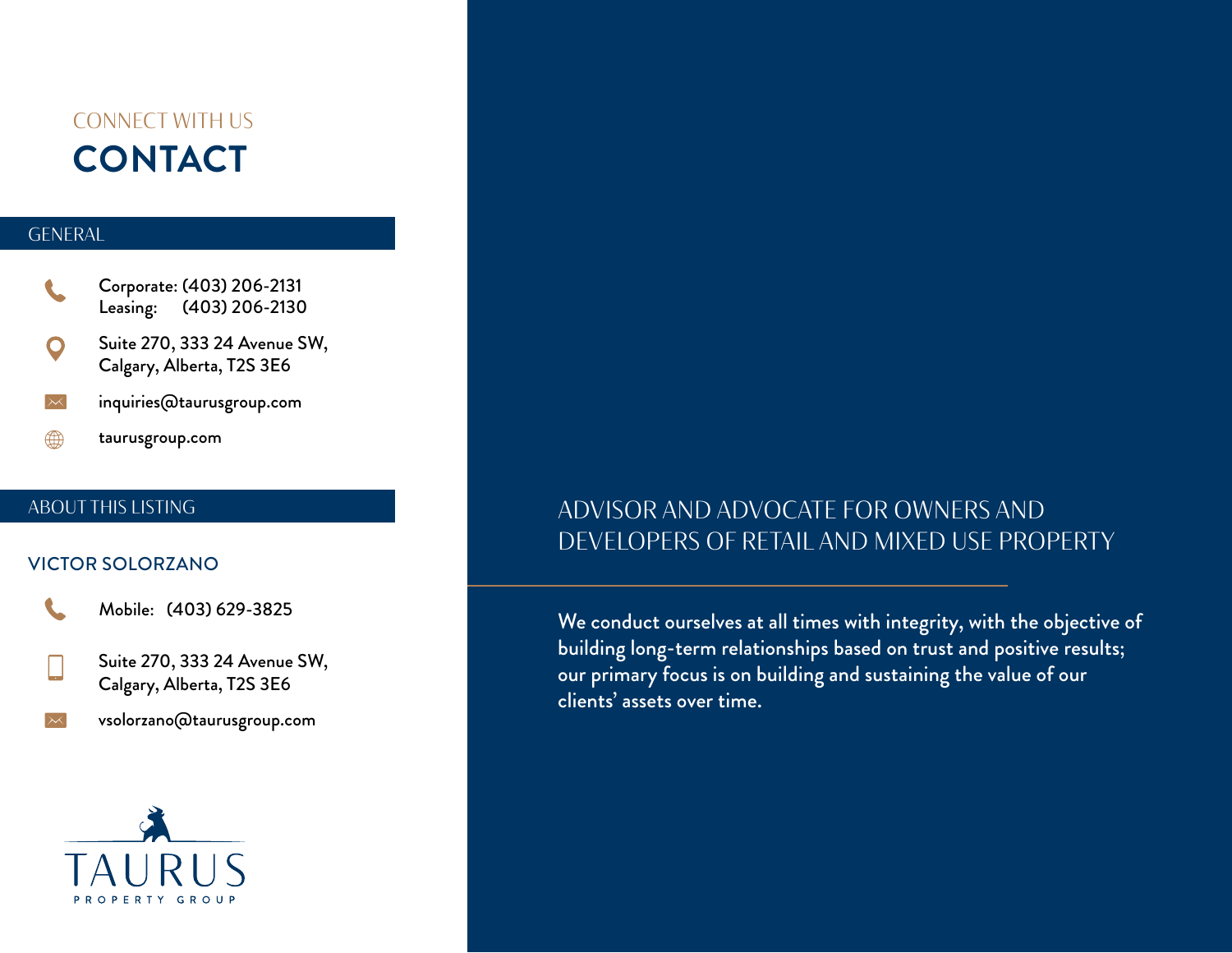CONNECT WITH US

# CONTACT

## GENERAL

Corporate: (403) 206-2131
Leasing: (403) 206-2130

Suite 270, 333 24 Avenue SW,
Calgary, Alberta, T2S 3E6

inquiries@taurusgroup.com

taurusgroup.com

## ABOUT THIS LISTING

### VICTOR SOLORZANO

Mobile: (403) 629-3825

Suite 270, 333 24 Avenue SW,
Calgary, Alberta, T2S 3E6

vsolorzano@taurusgroup.com

TAURUS
PROPERTY GROUP

## ADVISOR AND ADVOCATE FOR OWNERS AND DEVELOPERS OF RETAIL AND MIXED USE PROPERTY

We conduct ourselves at all times with integrity, with the objective of building long-term relationships based on trust and positive results; our primary focus is on building and sustaining the value of our clients' assets over time.